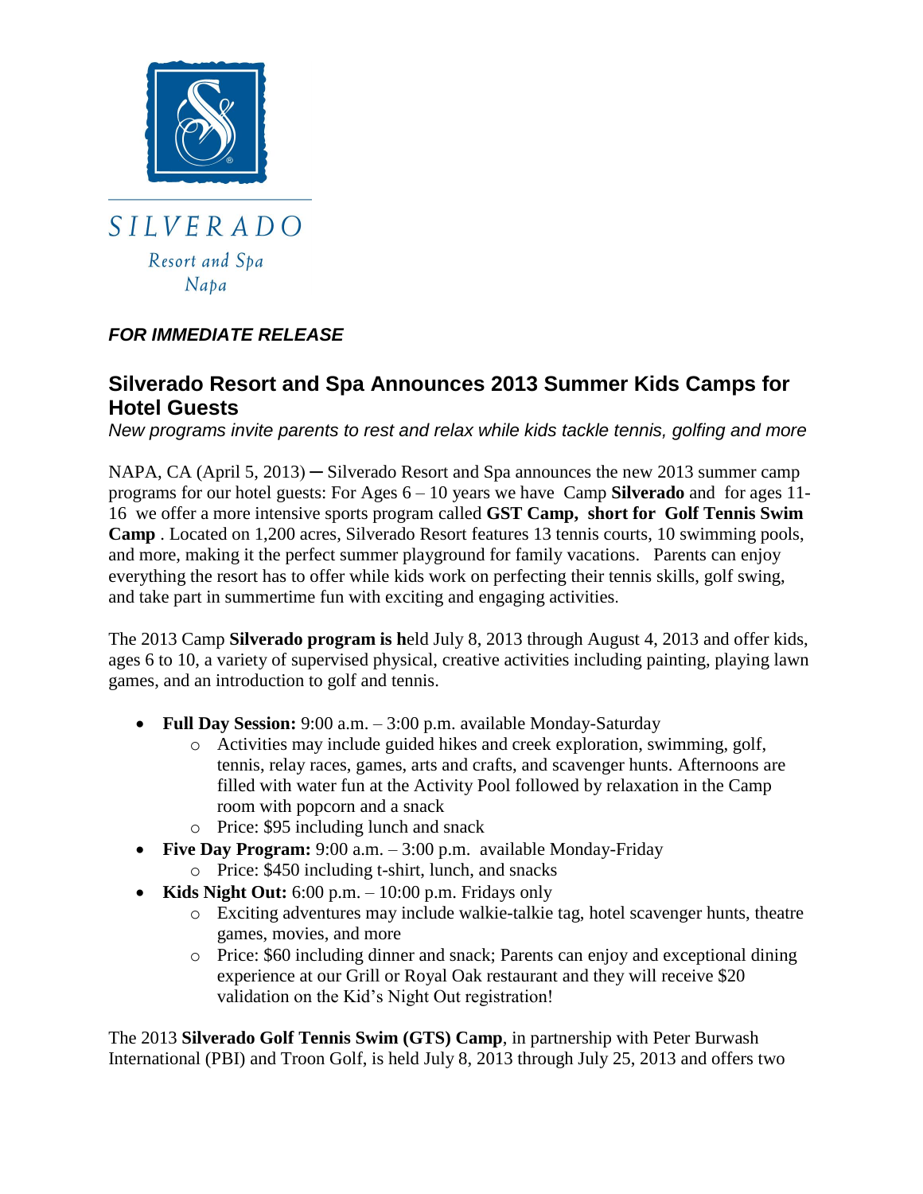SILVERADO

Resort and Spa

Napa

***FOR IMMEDIATE RELEASE***

## Silverado Resort and Spa Announces 2013 Summer Kids Camps for Hotel Guests

*New programs invite parents to rest and relax while kids tackle tennis, golfing and more*

NAPA, CA (April 5, 2013) ─ Silverado Resort and Spa announces the new 2013 summer camp programs for our hotel guests: For Ages 6 – 10 years we have Camp **Silverado** and for ages 11-16 we offer a more intensive sports program called **GST Camp, short for Golf Tennis Swim Camp** . Located on 1,200 acres, Silverado Resort features 13 tennis courts, 10 swimming pools, and more, making it the perfect summer playground for family vacations. Parents can enjoy everything the resort has to offer while kids work on perfecting their tennis skills, golf swing, and take part in summertime fun with exciting and engaging activities.

The 2013 Camp **Silverado program is h**eld July 8, 2013 through August 4, 2013 and offer kids, ages 6 to 10, a variety of supervised physical, creative activities including painting, playing lawn games, and an introduction to golf and tennis.

- **Full Day Session:** 9:00 a.m. – 3:00 p.m. available Monday-Saturday
  - Activities may include guided hikes and creek exploration, swimming, golf, tennis, relay races, games, arts and crafts, and scavenger hunts. Afternoons are filled with water fun at the Activity Pool followed by relaxation in the Camp room with popcorn and a snack
  - Price: $95 including lunch and snack
- **Five Day Program:** 9:00 a.m. – 3:00 p.m. available Monday-Friday
  - Price: $450 including t-shirt, lunch, and snacks
- **Kids Night Out:** 6:00 p.m. – 10:00 p.m. Fridays only
  - Exciting adventures may include walkie-talkie tag, hotel scavenger hunts, theatre games, movies, and more
  - Price: $60 including dinner and snack; Parents can enjoy and exceptional dining experience at our Grill or Royal Oak restaurant and they will receive $20 validation on the Kid's Night Out registration!

The 2013 **Silverado Golf Tennis Swim (GTS) Camp**, in partnership with Peter Burwash International (PBI) and Troon Golf, is held July 8, 2013 through July 25, 2013 and offers two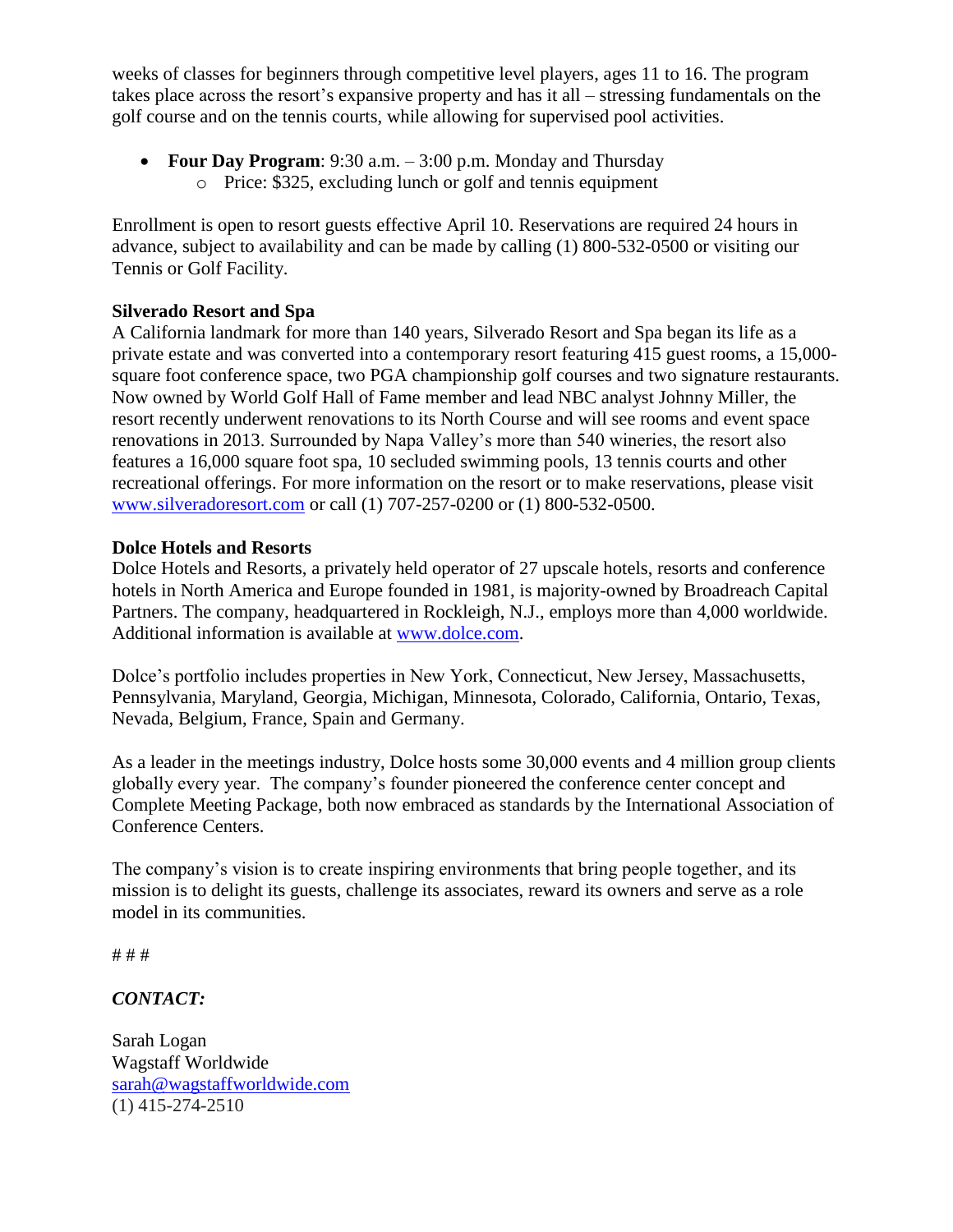weeks of classes for beginners through competitive level players, ages 11 to 16. The program takes place across the resort's expansive property and has it all – stressing fundamentals on the golf course and on the tennis courts, while allowing for supervised pool activities.

- **Four Day Program**: 9:30 a.m. – 3:00 p.m. Monday and Thursday
    - Price: $325, excluding lunch or golf and tennis equipment

Enrollment is open to resort guests effective April 10. Reservations are required 24 hours in advance, subject to availability and can be made by calling (1) 800-532-0500 or visiting our Tennis or Golf Facility.

**Silverado Resort and Spa**
A California landmark for more than 140 years, Silverado Resort and Spa began its life as a private estate and was converted into a contemporary resort featuring 415 guest rooms, a 15,000-square foot conference space, two PGA championship golf courses and two signature restaurants. Now owned by World Golf Hall of Fame member and lead NBC analyst Johnny Miller, the resort recently underwent renovations to its North Course and will see rooms and event space renovations in 2013. Surrounded by Napa Valley's more than 540 wineries, the resort also features a 16,000 square foot spa, 10 secluded swimming pools, 13 tennis courts and other recreational offerings. For more information on the resort or to make reservations, please visit www.silveradoresort.com or call (1) 707-257-0200 or (1) 800-532-0500.

**Dolce Hotels and Resorts**
Dolce Hotels and Resorts, a privately held operator of 27 upscale hotels, resorts and conference hotels in North America and Europe founded in 1981, is majority-owned by Broadreach Capital Partners. The company, headquartered in Rockleigh, N.J., employs more than 4,000 worldwide. Additional information is available at www.dolce.com.

Dolce's portfolio includes properties in New York, Connecticut, New Jersey, Massachusetts, Pennsylvania, Maryland, Georgia, Michigan, Minnesota, Colorado, California, Ontario, Texas, Nevada, Belgium, France, Spain and Germany.

As a leader in the meetings industry, Dolce hosts some 30,000 events and 4 million group clients globally every year. The company's founder pioneered the conference center concept and Complete Meeting Package, both now embraced as standards by the International Association of Conference Centers.

The company's vision is to create inspiring environments that bring people together, and its mission is to delight its guests, challenge its associates, reward its owners and serve as a role model in its communities.

# # #

***CONTACT:***

Sarah Logan
Wagstaff Worldwide
sarah@wagstaffworldwide.com
(1) 415-274-2510